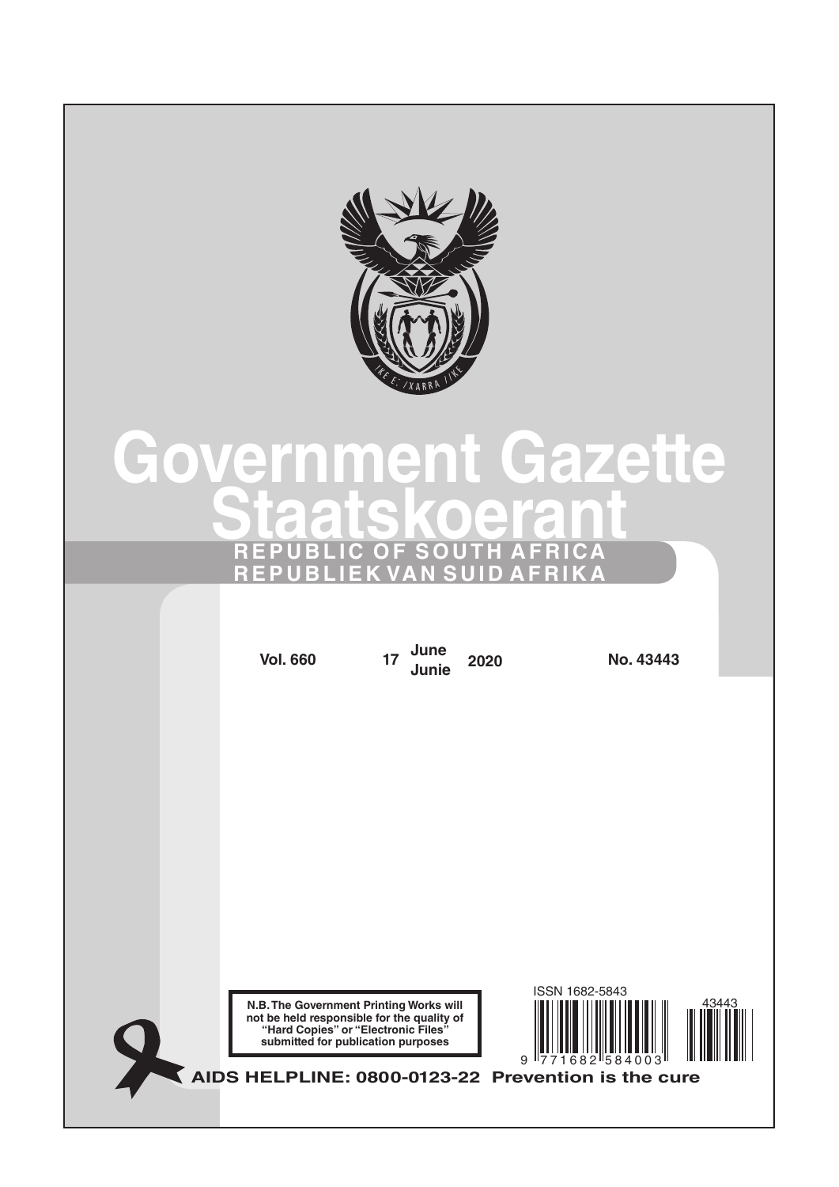# Government Gazette

# Staatskoerant

**REPUBLIC OF SOUTH AFRICA**
**REPUBLIEK VAN SUID AFRIKA**

**Vol. 660** **17 June / Junie 2020** **No. 43443**

**N.B. The Government Printing Works will not be held responsible for the quality of "Hard Copies" or "Electronic Files" submitted for publication purposes**

ISSN 1682-5843

43443

9 771682 584003

**AIDS HELPLINE: 0800-0123-22 Prevention is the cure**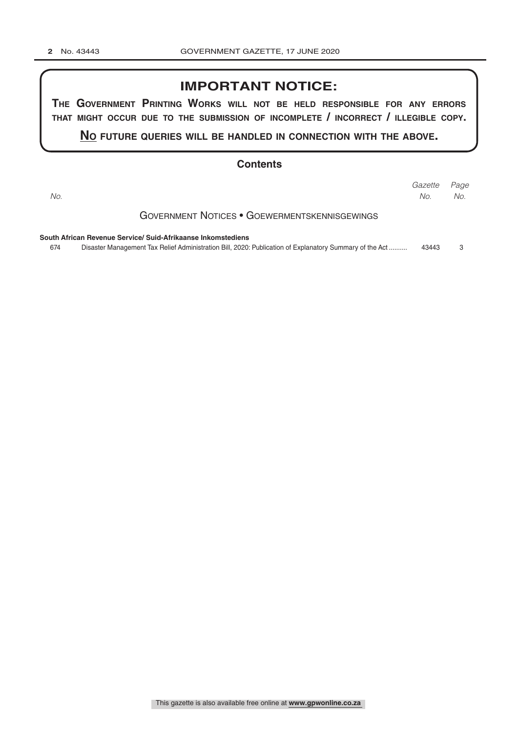# IMPORTANT NOTICE:

**THE GOVERNMENT PRINTING WORKS WILL NOT BE HELD RESPONSIBLE FOR ANY ERRORS THAT MIGHT OCCUR DUE TO THE SUBMISSION OF INCOMPLETE / INCORRECT / ILLEGIBLE COPY.**

**NO FUTURE QUERIES WILL BE HANDLED IN CONNECTION WITH THE ABOVE.**

## Contents

| *No.* | | *Gazette No.* | *Page No.* |
|---|---|---|---|
| | **GOVERNMENT NOTICES • GOEWERMENTSKENNISGEWINGS** | | |
| | **South African Revenue Service/ Suid-Afrikaanse Inkomstediens** | | |
| 674 | Disaster Management Tax Relief Administration Bill, 2020: Publication of Explanatory Summary of the Act .......... | 43443 | 3 |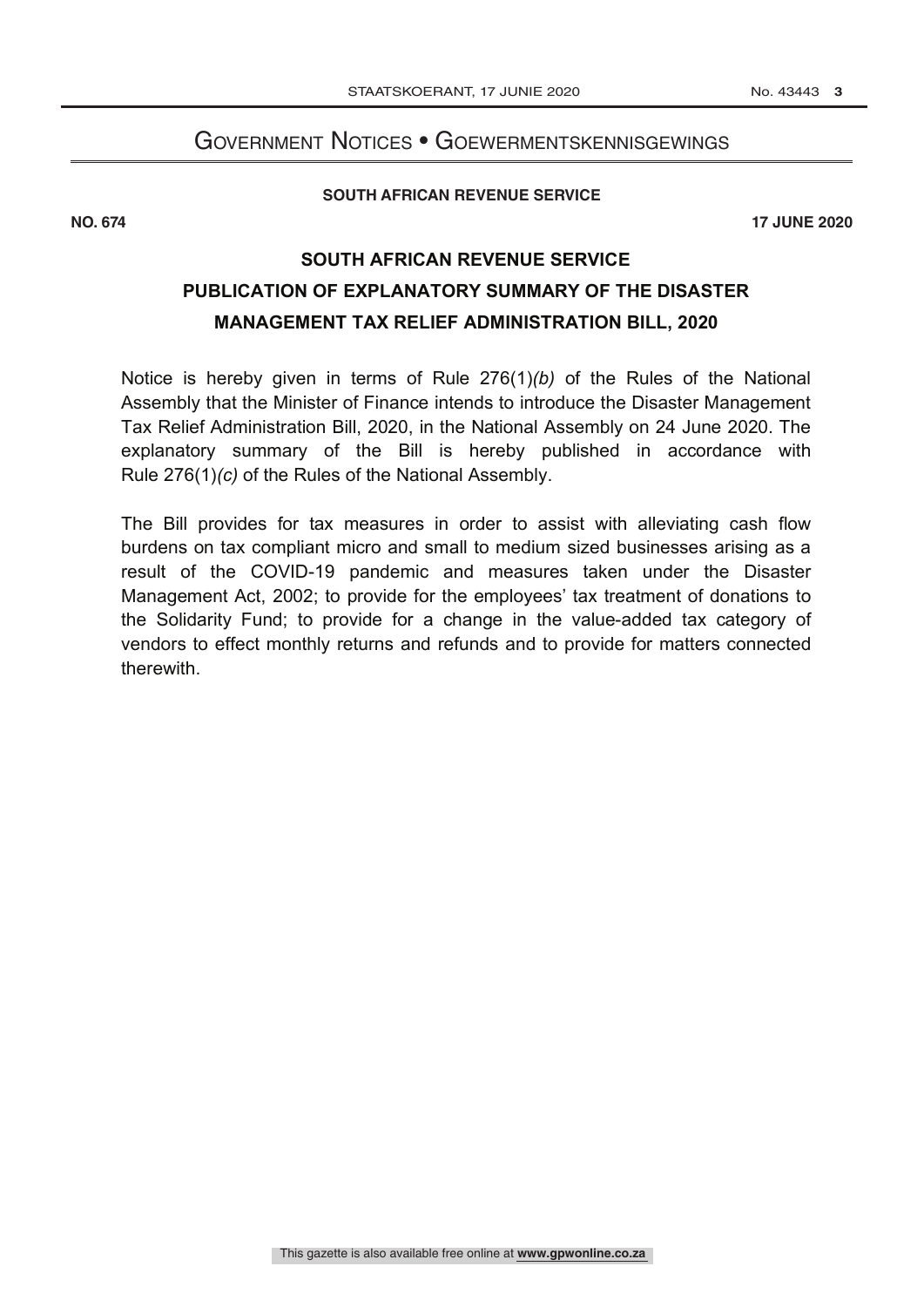# Government Notices • Goewermentskennisgewings

**SOUTH AFRICAN REVENUE SERVICE**

**NO. 674** **17 JUNE 2020**

## SOUTH AFRICAN REVENUE SERVICE

## PUBLICATION OF EXPLANATORY SUMMARY OF THE DISASTER MANAGEMENT TAX RELIEF ADMINISTRATION BILL, 2020

Notice is hereby given in terms of Rule 276(1)*(b)* of the Rules of the National Assembly that the Minister of Finance intends to introduce the Disaster Management Tax Relief Administration Bill, 2020, in the National Assembly on 24 June 2020. The explanatory summary of the Bill is hereby published in accordance with Rule 276(1)*(c)* of the Rules of the National Assembly.

The Bill provides for tax measures in order to assist with alleviating cash flow burdens on tax compliant micro and small to medium sized businesses arising as a result of the COVID-19 pandemic and measures taken under the Disaster Management Act, 2002; to provide for the employees' tax treatment of donations to the Solidarity Fund; to provide for a change in the value-added tax category of vendors to effect monthly returns and refunds and to provide for matters connected therewith.